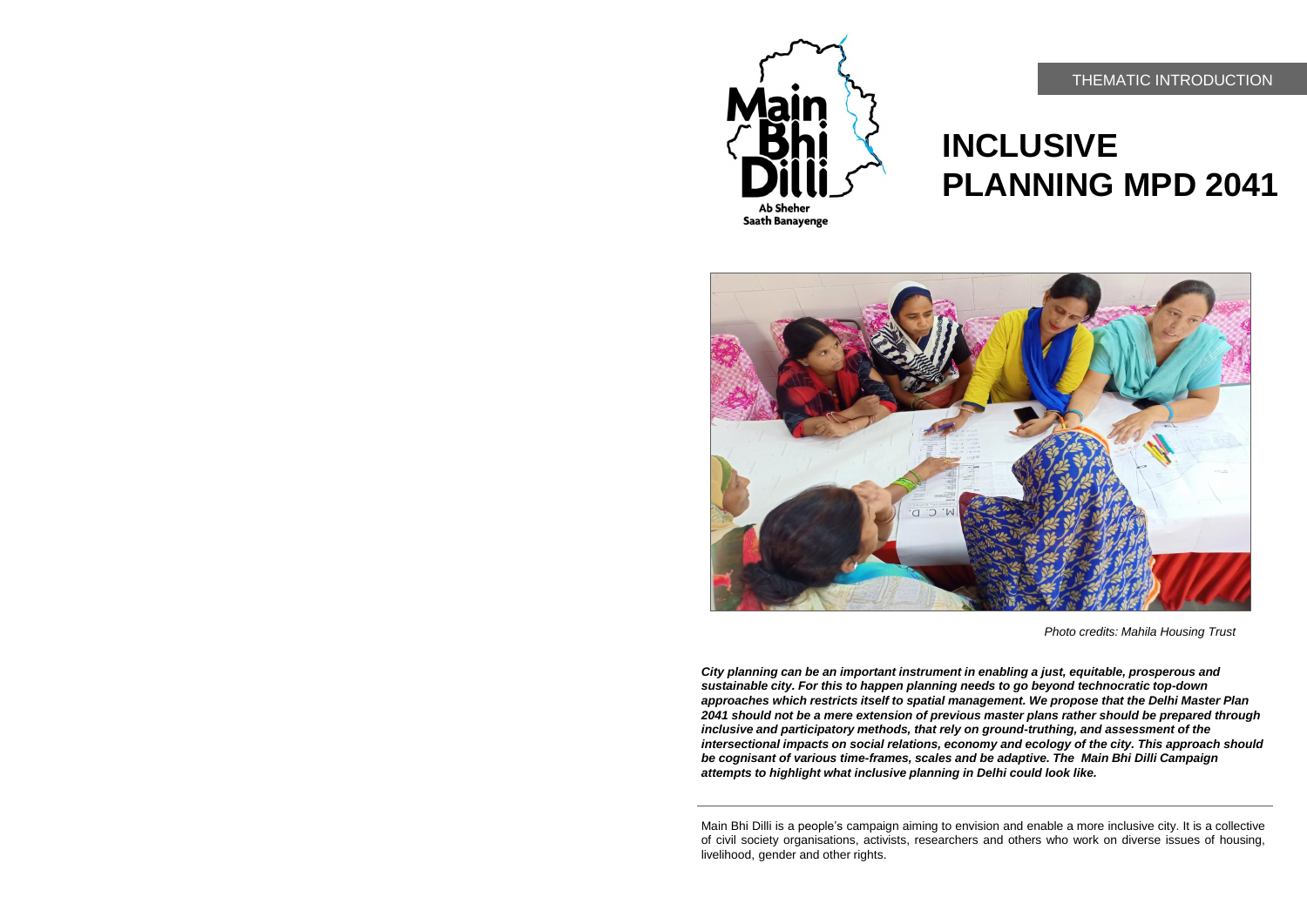Main Bhi Dilli

Ab Sheher Saath Banayenge

THEMATIC INTRODUCTION

# INCLUSIVE PLANNING MPD 2041

*Photo credits: Mahila Housing Trust*

***City planning can be an important instrument in enabling a just, equitable, prosperous and sustainable city. For this to happen planning needs to go beyond technocratic top-down approaches which restricts itself to spatial management. We propose that the Delhi Master Plan 2041 should not be a mere extension of previous master plans rather should be prepared through inclusive and participatory methods, that rely on ground-truthing, and assessment of the intersectional impacts on social relations, economy and ecology of the city. This approach should be cognisant of various time-frames, scales and be adaptive. The Main Bhi Dilli Campaign attempts to highlight what inclusive planning in Delhi could look like.***

---

Main Bhi Dilli is a people's campaign aiming to envision and enable a more inclusive city. It is a collective of civil society organisations, activists, researchers and others who work on diverse issues of housing, livelihood, gender and other rights.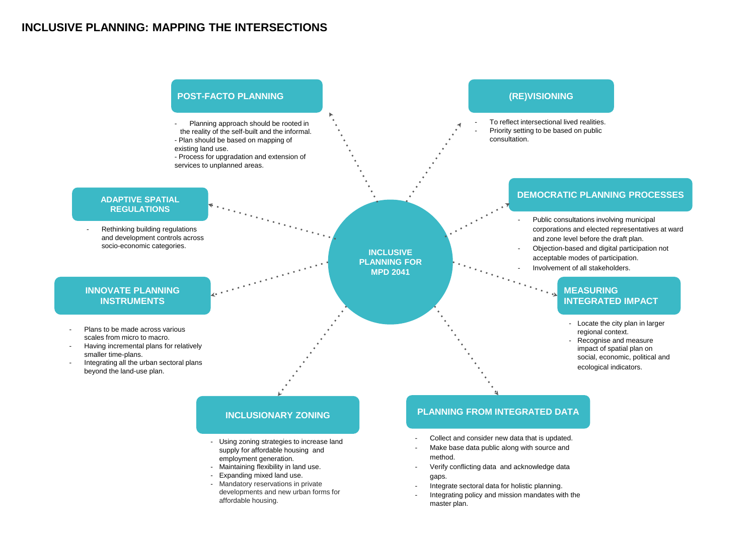# INCLUSIVE PLANNING: MAPPING THE INTERSECTIONS

**INCLUSIVE PLANNING FOR MPD 2041**

## POST-FACTO PLANNING

- Planning approach should be rooted in the reality of the self-built and the informal.
- Plan should be based on mapping of existing land use.
- Process for upgradation and extension of services to unplanned areas.

## (RE)VISIONING

- To reflect intersectional lived realities.
- Priority setting to be based on public consultation.

## DEMOCRATIC PLANNING PROCESSES

- Public consultations involving municipal corporations and elected representatives at ward and zone level before the draft plan.
- Objection-based and digital participation not acceptable modes of participation.
- Involvement of all stakeholders.

## MEASURING INTEGRATED IMPACT

- Locate the city plan in larger regional context.
- Recognise and measure impact of spatial plan on social, economic, political and ecological indicators.

## PLANNING FROM INTEGRATED DATA

- Collect and consider new data that is updated.
- Make base data public along with source and method.
- Verify conflicting data and acknowledge data gaps.
- Integrate sectoral data for holistic planning.
- Integrating policy and mission mandates with the master plan.

## INCLUSIONARY ZONING

- Using zoning strategies to increase land supply for affordable housing and employment generation.
- Maintaining flexibility in land use.
- Expanding mixed land use.
- Mandatory reservations in private developments and new urban forms for affordable housing.

## INNOVATE PLANNING INSTRUMENTS

- Plans to be made across various scales from micro to macro.
- Having incremental plans for relatively smaller time-plans.
- Integrating all the urban sectoral plans beyond the land-use plan.

## ADAPTIVE SPATIAL REGULATIONS

- Rethinking building regulations and development controls across socio-economic categories.